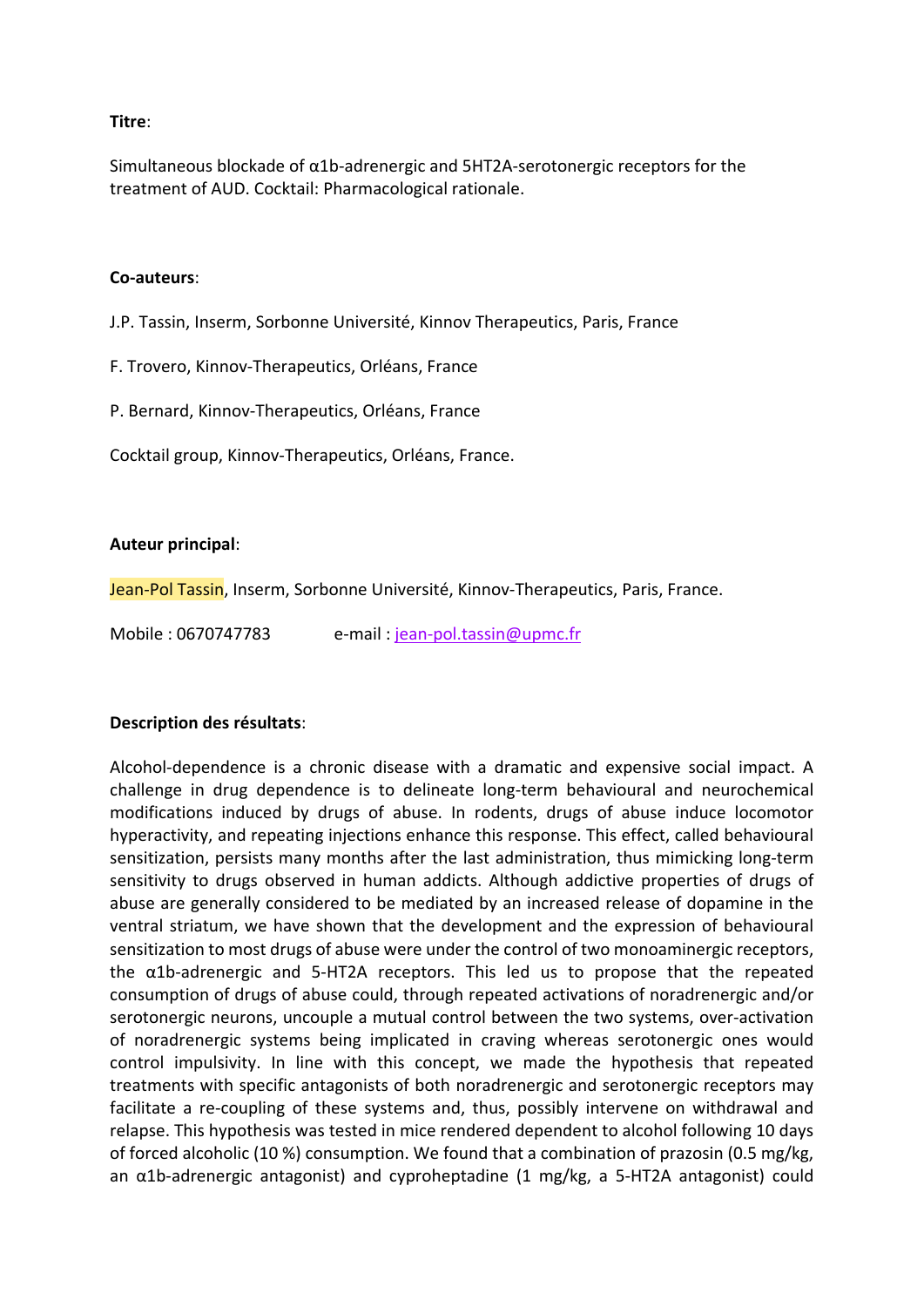**Titre**:

Simultaneous blockade of α1b-adrenergic and 5HT2A-serotonergic receptors for the treatment of AUD. Cocktail: Pharmacological rationale.

**Co-auteurs**:

J.P. Tassin, Inserm, Sorbonne Université, Kinnov Therapeutics, Paris, France

F. Trovero, Kinnov-Therapeutics, Orléans, France

P. Bernard, Kinnov-Therapeutics, Orléans, France

Cocktail group, Kinnov-Therapeutics, Orléans, France.

**Auteur principal**:

Jean-Pol Tassin, Inserm, Sorbonne Université, Kinnov-Therapeutics, Paris, France.

Mobile : 0670747783 e-mail : jean-pol.tassin@upmc.fr

**Description des résultats**:

Alcohol-dependence is a chronic disease with a dramatic and expensive social impact. A challenge in drug dependence is to delineate long-term behavioural and neurochemical modifications induced by drugs of abuse. In rodents, drugs of abuse induce locomotor hyperactivity, and repeating injections enhance this response. This effect, called behavioural sensitization, persists many months after the last administration, thus mimicking long-term sensitivity to drugs observed in human addicts. Although addictive properties of drugs of abuse are generally considered to be mediated by an increased release of dopamine in the ventral striatum, we have shown that the development and the expression of behavioural sensitization to most drugs of abuse were under the control of two monoaminergic receptors, the α1b-adrenergic and 5-HT2A receptors. This led us to propose that the repeated consumption of drugs of abuse could, through repeated activations of noradrenergic and/or serotonergic neurons, uncouple a mutual control between the two systems, over-activation of noradrenergic systems being implicated in craving whereas serotonergic ones would control impulsivity. In line with this concept, we made the hypothesis that repeated treatments with specific antagonists of both noradrenergic and serotonergic receptors may facilitate a re-coupling of these systems and, thus, possibly intervene on withdrawal and relapse. This hypothesis was tested in mice rendered dependent to alcohol following 10 days of forced alcoholic (10 %) consumption. We found that a combination of prazosin (0.5 mg/kg, an α1b-adrenergic antagonist) and cyproheptadine (1 mg/kg, a 5-HT2A antagonist) could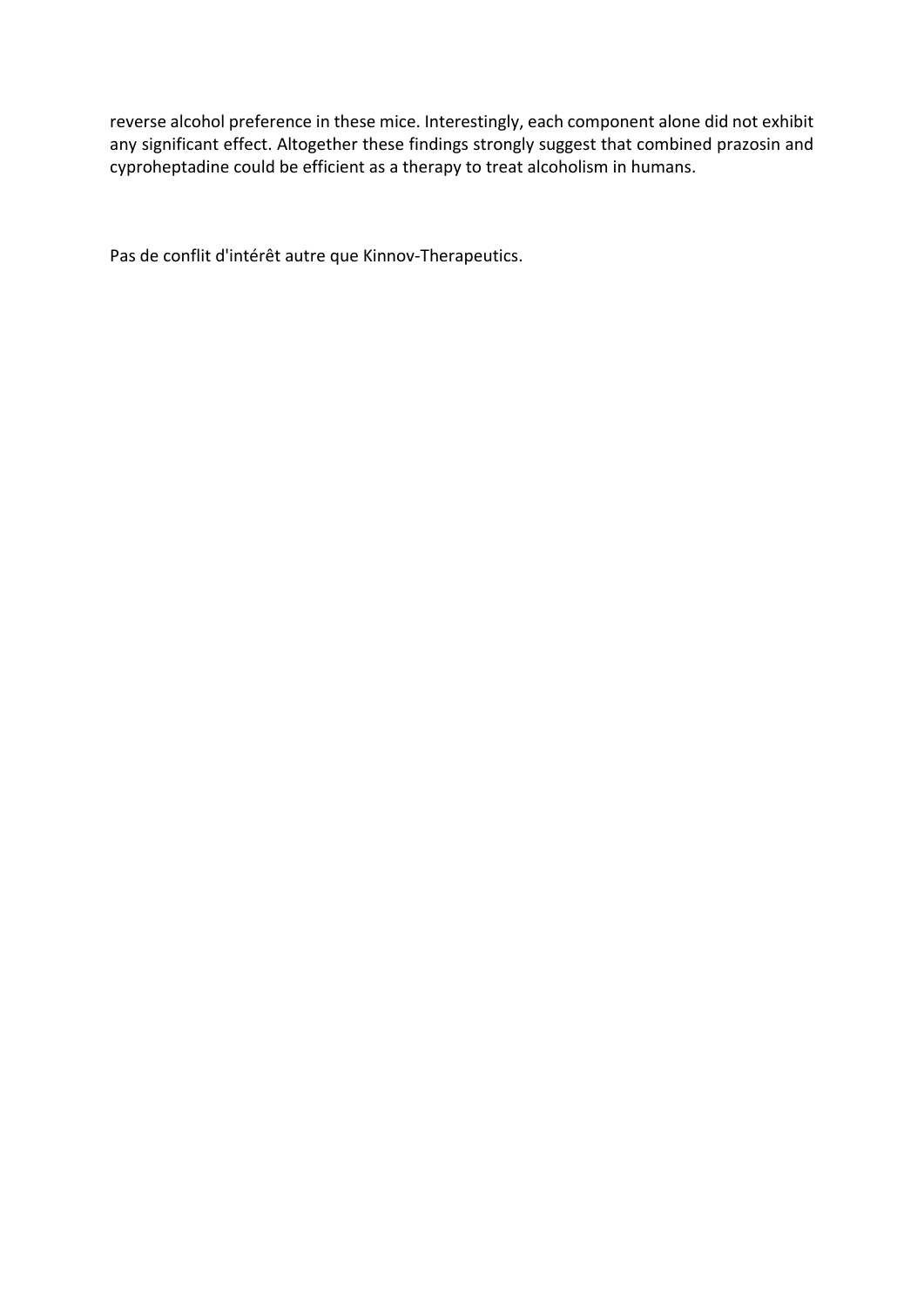reverse alcohol preference in these mice. Interestingly, each component alone did not exhibit any significant effect. Altogether these findings strongly suggest that combined prazosin and cyproheptadine could be efficient as a therapy to treat alcoholism in humans.

Pas de conflit d'intérêt autre que Kinnov-Therapeutics.